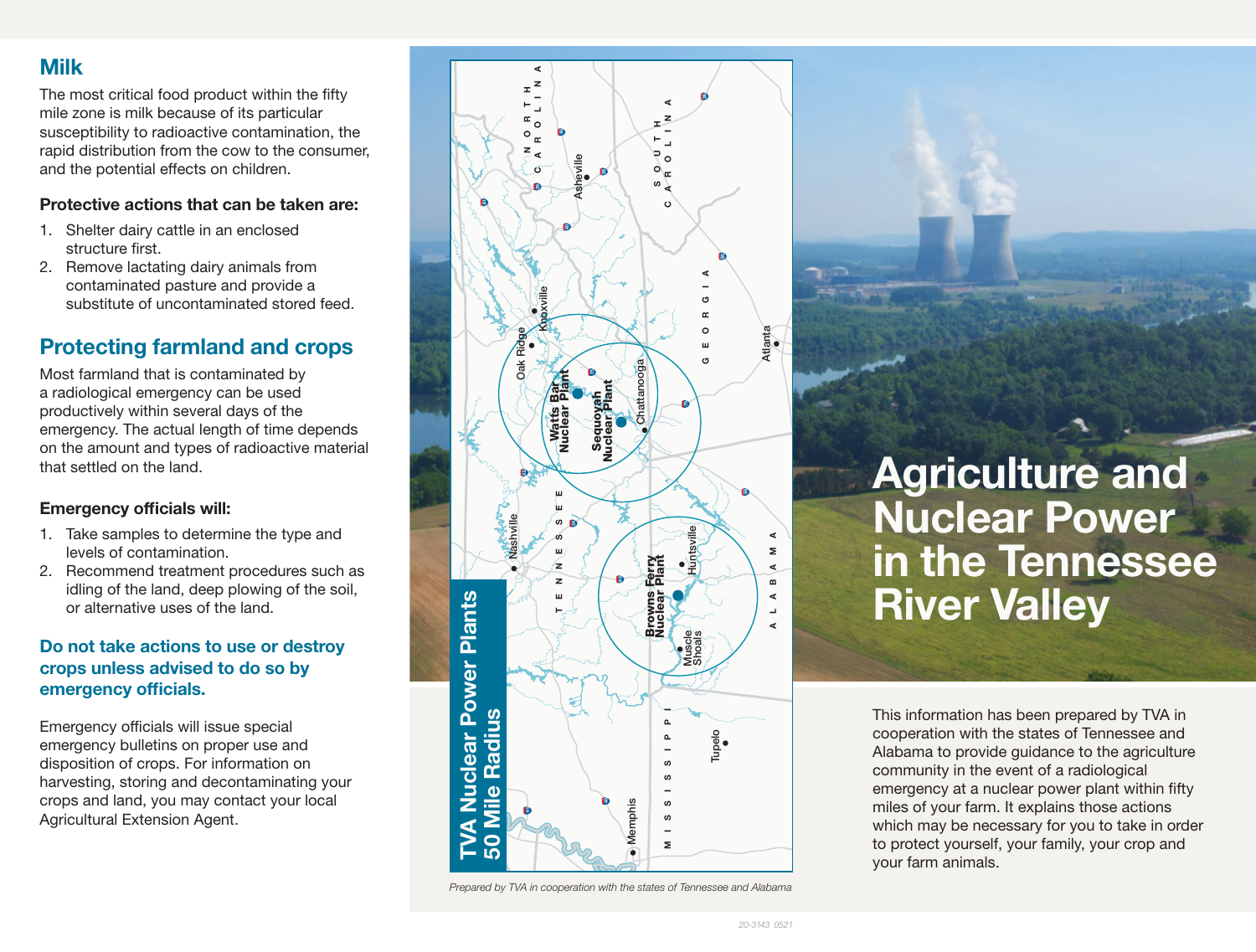## Milk

The most critical food product within the fifty mile zone is milk because of its particular susceptibility to radioactive contamination, the rapid distribution from the cow to the consumer, and the potential effects on children.

**Protective actions that can be taken are:**

1. Shelter dairy cattle in an enclosed structure first.
2. Remove lactating dairy animals from contaminated pasture and provide a substitute of uncontaminated stored feed.

## Protecting farmland and crops

Most farmland that is contaminated by a radiological emergency can be used productively within several days of the emergency. The actual length of time depends on the amount and types of radioactive material that settled on the land.

**Emergency officials will:**

1. Take samples to determine the type and levels of contamination.
2. Recommend treatment procedures such as idling of the land, deep plowing of the soil, or alternative uses of the land.

**Do not take actions to use or destroy crops unless advised to do so by emergency officials.**

Emergency officials will issue special emergency bulletins on proper use and disposition of crops. For information on harvesting, storing and decontaminating your crops and land, you may contact your local Agricultural Extension Agent.

**TVA Nuclear Power Plants 50 Mile Radius**

Watts Bar Nuclear Plant · Sequoyah Nuclear Plant · Browns Ferry Nuclear Plant

*Prepared by TVA in cooperation with the states of Tennessee and Alabama*

# Agriculture and Nuclear Power in the Tennessee River Valley

This information has been prepared by TVA in cooperation with the states of Tennessee and Alabama to provide guidance to the agriculture community in the event of a radiological emergency at a nuclear power plant within fifty miles of your farm. It explains those actions which may be necessary for you to take in order to protect yourself, your family, your crop and your farm animals.

20-3143 0521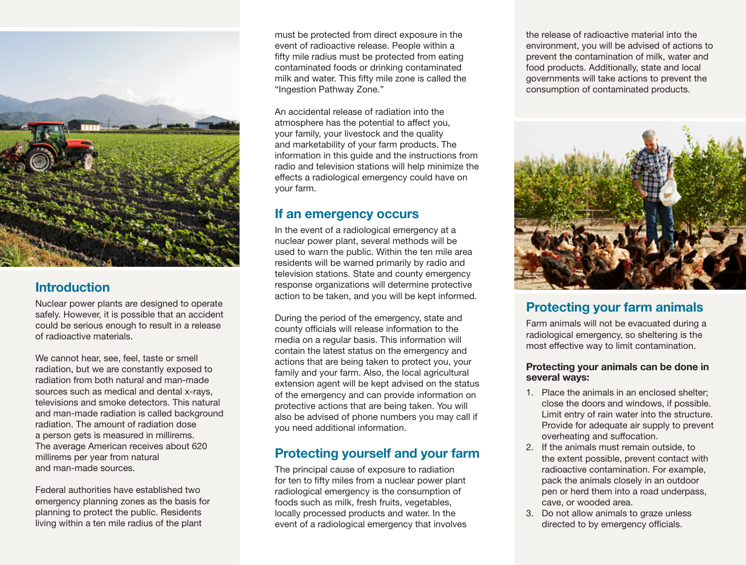## Introduction

Nuclear power plants are designed to operate safely. However, it is possible that an accident could be serious enough to result in a release of radioactive materials.

We cannot hear, see, feel, taste or smell radiation, but we are constantly exposed to radiation from both natural and man-made sources such as medical and dental x-rays, televisions and smoke detectors. This natural and man-made radiation is called background radiation. The amount of radiation dose a person gets is measured in millirems. The average American receives about 620 millirems per year from natural and man-made sources.

Federal authorities have established two emergency planning zones as the basis for planning to protect the public. Residents living within a ten mile radius of the plant must be protected from direct exposure in the event of radioactive release. People within a fifty mile radius must be protected from eating contaminated foods or drinking contaminated milk and water. This fifty mile zone is called the "Ingestion Pathway Zone."

An accidental release of radiation into the atmosphere has the potential to affect you, your family, your livestock and the quality and marketability of your farm products. The information in this guide and the instructions from radio and television stations will help minimize the effects a radiological emergency could have on your farm.

## If an emergency occurs

In the event of a radiological emergency at a nuclear power plant, several methods will be used to warn the public. Within the ten mile area residents will be warned primarily by radio and television stations. State and county emergency response organizations will determine protective action to be taken, and you will be kept informed.

During the period of the emergency, state and county officials will release information to the media on a regular basis. This information will contain the latest status on the emergency and actions that are being taken to protect you, your family and your farm. Also, the local agricultural extension agent will be kept advised on the status of the emergency and can provide information on protective actions that are being taken. You will also be advised of phone numbers you may call if you need additional information.

## Protecting yourself and your farm

The principal cause of exposure to radiation for ten to fifty miles from a nuclear power plant radiological emergency is the consumption of foods such as milk, fresh fruits, vegetables, locally processed products and water. In the event of a radiological emergency that involves the release of radioactive material into the environment, you will be advised of actions to prevent the contamination of milk, water and food products. Additionally, state and local governments will take actions to prevent the consumption of contaminated products.

## Protecting your farm animals

Farm animals will not be evacuated during a radiological emergency, so sheltering is the most effective way to limit contamination.

**Protecting your animals can be done in several ways:**

1. Place the animals in an enclosed shelter; close the doors and windows, if possible. Limit entry of rain water into the structure. Provide for adequate air supply to prevent overheating and suffocation.
2. If the animals must remain outside, to the extent possible, prevent contact with radioactive contamination. For example, pack the animals closely in an outdoor pen or herd them into a road underpass, cave, or wooded area.
3. Do not allow animals to graze unless directed to by emergency officials.